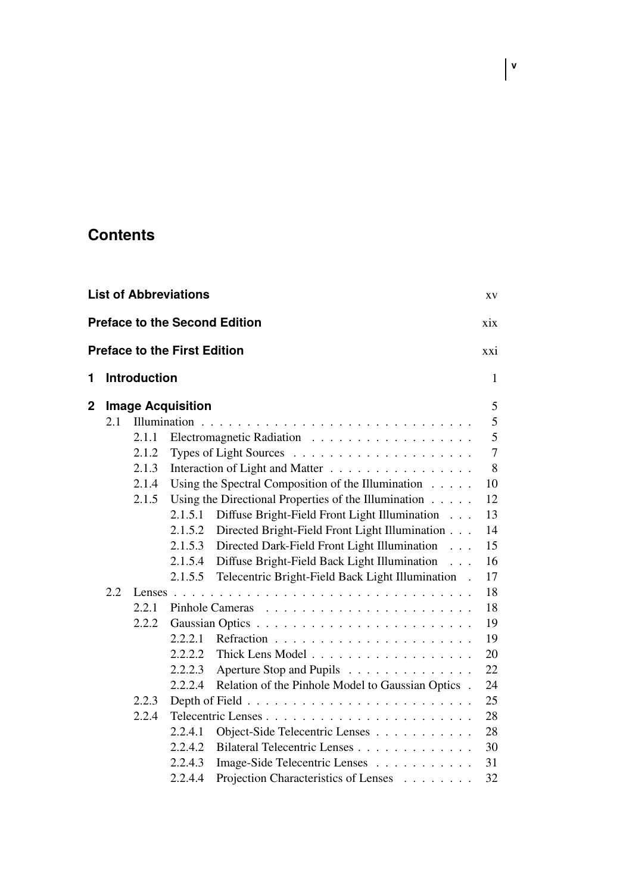# Contents

**List of Abbreviations** xv

**Preface to the Second Edition** xix

**Preface to the First Edition** xxi

**1 Introduction** 1

**2 Image Acquisition** 5

- 2.1 Illumination 5
  - 2.1.1 Electromagnetic Radiation 5
  - 2.1.2 Types of Light Sources 7
  - 2.1.3 Interaction of Light and Matter 8
  - 2.1.4 Using the Spectral Composition of the Illumination 10
  - 2.1.5 Using the Directional Properties of the Illumination 12
    - 2.1.5.1 Diffuse Bright-Field Front Light Illumination 13
    - 2.1.5.2 Directed Bright-Field Front Light Illumination 14
    - 2.1.5.3 Directed Dark-Field Front Light Illumination 15
    - 2.1.5.4 Diffuse Bright-Field Back Light Illumination 16
    - 2.1.5.5 Telecentric Bright-Field Back Light Illumination 17
- 2.2 Lenses 18
  - 2.2.1 Pinhole Cameras 18
  - 2.2.2 Gaussian Optics 19
    - 2.2.2.1 Refraction 19
    - 2.2.2.2 Thick Lens Model 20
    - 2.2.2.3 Aperture Stop and Pupils 22
    - 2.2.2.4 Relation of the Pinhole Model to Gaussian Optics 24
  - 2.2.3 Depth of Field 25
  - 2.2.4 Telecentric Lenses 28
    - 2.2.4.1 Object-Side Telecentric Lenses 28
    - 2.2.4.2 Bilateral Telecentric Lenses 30
    - 2.2.4.3 Image-Side Telecentric Lenses 31
    - 2.2.4.4 Projection Characteristics of Lenses 32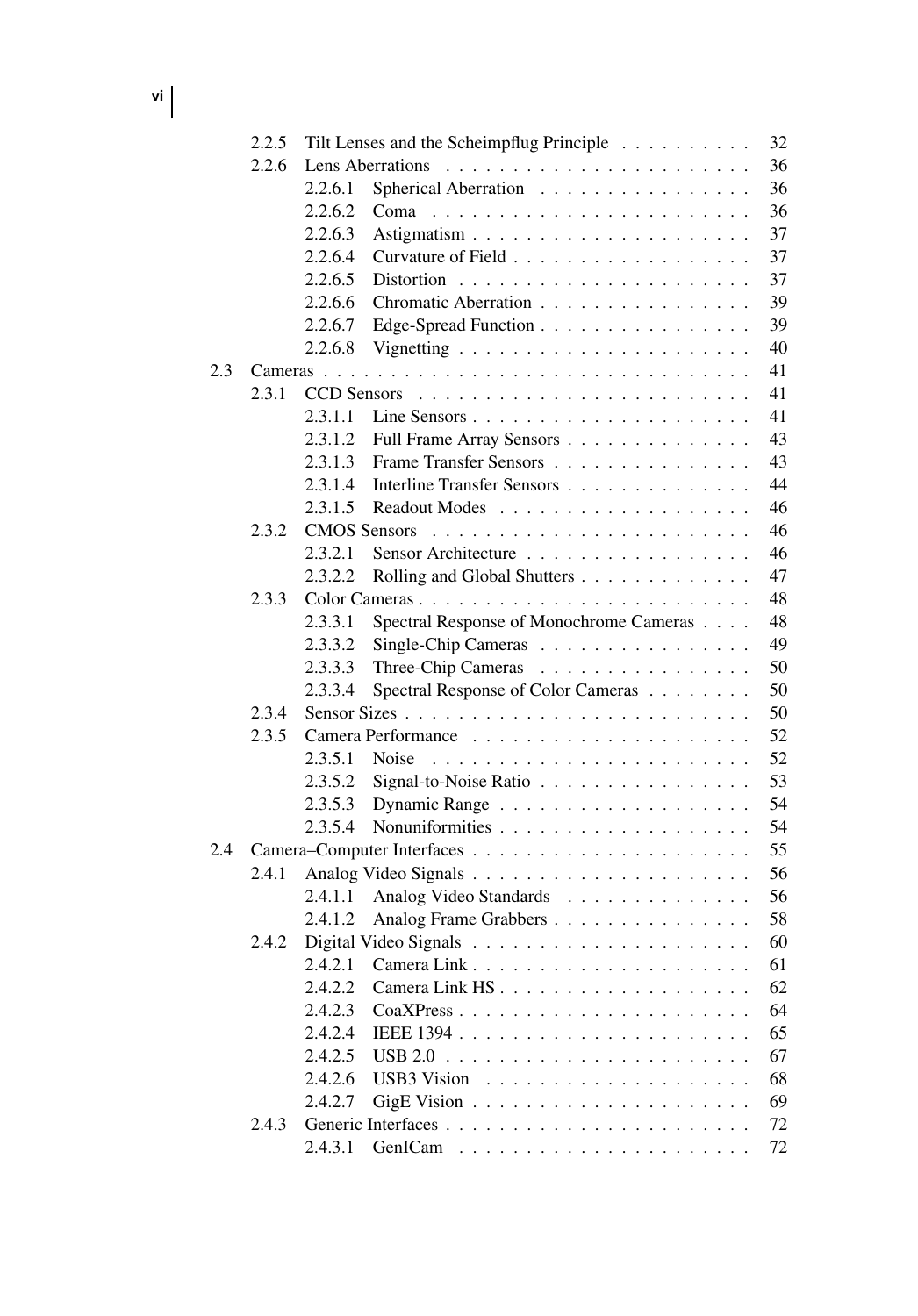| | | | |
|---|---|---|---|
| | 2.2.5 | Tilt Lenses and the Scheimpflug Principle | 32 |
| | 2.2.6 | Lens Aberrations | 36 |
| | | 2.2.6.1 Spherical Aberration | 36 |
| | | 2.2.6.2 Coma | 36 |
| | | 2.2.6.3 Astigmatism | 37 |
| | | 2.2.6.4 Curvature of Field | 37 |
| | | 2.2.6.5 Distortion | 37 |
| | | 2.2.6.6 Chromatic Aberration | 39 |
| | | 2.2.6.7 Edge-Spread Function | 39 |
| | | 2.2.6.8 Vignetting | 40 |
| 2.3 | Cameras | | 41 |
| | 2.3.1 | CCD Sensors | 41 |
| | | 2.3.1.1 Line Sensors | 41 |
| | | 2.3.1.2 Full Frame Array Sensors | 43 |
| | | 2.3.1.3 Frame Transfer Sensors | 43 |
| | | 2.3.1.4 Interline Transfer Sensors | 44 |
| | | 2.3.1.5 Readout Modes | 46 |
| | 2.3.2 | CMOS Sensors | 46 |
| | | 2.3.2.1 Sensor Architecture | 46 |
| | | 2.3.2.2 Rolling and Global Shutters | 47 |
| | 2.3.3 | Color Cameras | 48 |
| | | 2.3.3.1 Spectral Response of Monochrome Cameras | 48 |
| | | 2.3.3.2 Single-Chip Cameras | 49 |
| | | 2.3.3.3 Three-Chip Cameras | 50 |
| | | 2.3.3.4 Spectral Response of Color Cameras | 50 |
| | 2.3.4 | Sensor Sizes | 50 |
| | 2.3.5 | Camera Performance | 52 |
| | | 2.3.5.1 Noise | 52 |
| | | 2.3.5.2 Signal-to-Noise Ratio | 53 |
| | | 2.3.5.3 Dynamic Range | 54 |
| | | 2.3.5.4 Nonuniformities | 54 |
| 2.4 | Camera–Computer Interfaces | | 55 |
| | 2.4.1 | Analog Video Signals | 56 |
| | | 2.4.1.1 Analog Video Standards | 56 |
| | | 2.4.1.2 Analog Frame Grabbers | 58 |
| | 2.4.2 | Digital Video Signals | 60 |
| | | 2.4.2.1 Camera Link | 61 |
| | | 2.4.2.2 Camera Link HS | 62 |
| | | 2.4.2.3 CoaXPress | 64 |
| | | 2.4.2.4 IEEE 1394 | 65 |
| | | 2.4.2.5 USB 2.0 | 67 |
| | | 2.4.2.6 USB3 Vision | 68 |
| | | 2.4.2.7 GigE Vision | 69 |
| | 2.4.3 | Generic Interfaces | 72 |
| | | 2.4.3.1 GenICam | 72 |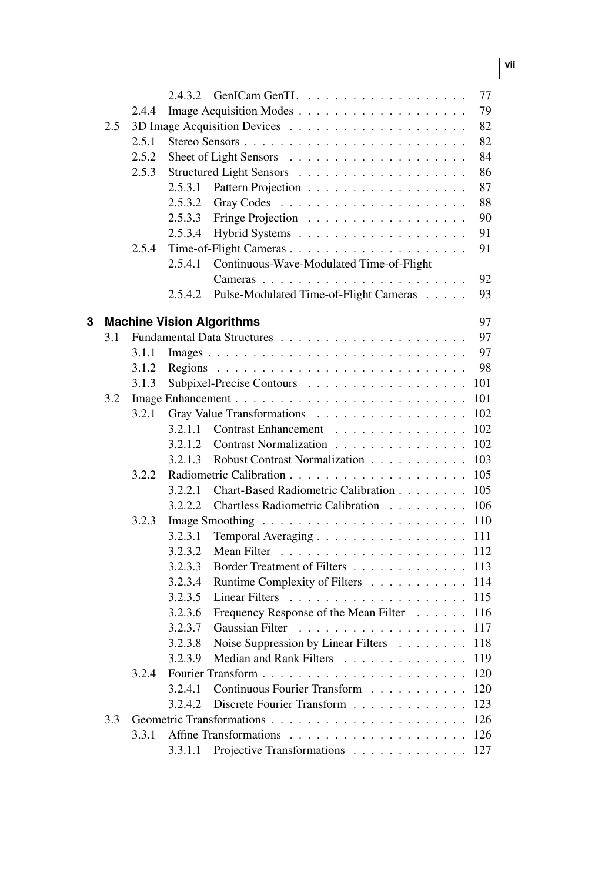2.4.3.2 GenICam GenTL . . . . . . . . . . . . . . . . . . 77
2.4.4 Image Acquisition Modes . . . . . . . . . . . . . . . . . . . 79
2.5 3D Image Acquisition Devices . . . . . . . . . . . . . . . . . . . . 82
2.5.1 Stereo Sensors . . . . . . . . . . . . . . . . . . . . . . . . . 82
2.5.2 Sheet of Light Sensors . . . . . . . . . . . . . . . . . . . . 84
2.5.3 Structured Light Sensors . . . . . . . . . . . . . . . . . . . 86
2.5.3.1 Pattern Projection . . . . . . . . . . . . . . . . . . 87
2.5.3.2 Gray Codes . . . . . . . . . . . . . . . . . . . . . 88
2.5.3.3 Fringe Projection . . . . . . . . . . . . . . . . . . 90
2.5.3.4 Hybrid Systems . . . . . . . . . . . . . . . . . . . 91
2.5.4 Time-of-Flight Cameras . . . . . . . . . . . . . . . . . . . . 91
2.5.4.1 Continuous-Wave-Modulated Time-of-Flight Cameras . . . . . . . . . . . . . . . . . . . . . . 92
2.5.4.2 Pulse-Modulated Time-of-Flight Cameras . . . . . 93

**3 Machine Vision Algorithms** 97
3.1 Fundamental Data Structures . . . . . . . . . . . . . . . . . . . . 97
3.1.1 Images . . . . . . . . . . . . . . . . . . . . . . . . . . . . . 97
3.1.2 Regions . . . . . . . . . . . . . . . . . . . . . . . . . . . . 98
3.1.3 Subpixel-Precise Contours . . . . . . . . . . . . . . . . . . 101
3.2 Image Enhancement . . . . . . . . . . . . . . . . . . . . . . . . . 101
3.2.1 Gray Value Transformations . . . . . . . . . . . . . . . . . 102
3.2.1.1 Contrast Enhancement . . . . . . . . . . . . . . . 102
3.2.1.2 Contrast Normalization . . . . . . . . . . . . . . . 102
3.2.1.3 Robust Contrast Normalization . . . . . . . . . . . 103
3.2.2 Radiometric Calibration . . . . . . . . . . . . . . . . . . . . 105
3.2.2.1 Chart-Based Radiometric Calibration . . . . . . . . 105
3.2.2.2 Chartless Radiometric Calibration . . . . . . . . . 106
3.2.3 Image Smoothing . . . . . . . . . . . . . . . . . . . . . . . 110
3.2.3.1 Temporal Averaging . . . . . . . . . . . . . . . . . 111
3.2.3.2 Mean Filter . . . . . . . . . . . . . . . . . . . . . 112
3.2.3.3 Border Treatment of Filters . . . . . . . . . . . . . 113
3.2.3.4 Runtime Complexity of Filters . . . . . . . . . . . 114
3.2.3.5 Linear Filters . . . . . . . . . . . . . . . . . . . . 115
3.2.3.6 Frequency Response of the Mean Filter . . . . . . 116
3.2.3.7 Gaussian Filter . . . . . . . . . . . . . . . . . . . 117
3.2.3.8 Noise Suppression by Linear Filters . . . . . . . . 118
3.2.3.9 Median and Rank Filters . . . . . . . . . . . . . . 119
3.2.4 Fourier Transform . . . . . . . . . . . . . . . . . . . . . . . 120
3.2.4.1 Continuous Fourier Transform . . . . . . . . . . . 120
3.2.4.2 Discrete Fourier Transform . . . . . . . . . . . . . 123
3.3 Geometric Transformations . . . . . . . . . . . . . . . . . . . . . 126
3.3.1 Affine Transformations . . . . . . . . . . . . . . . . . . . . 126
3.3.1.1 Projective Transformations . . . . . . . . . . . . . 127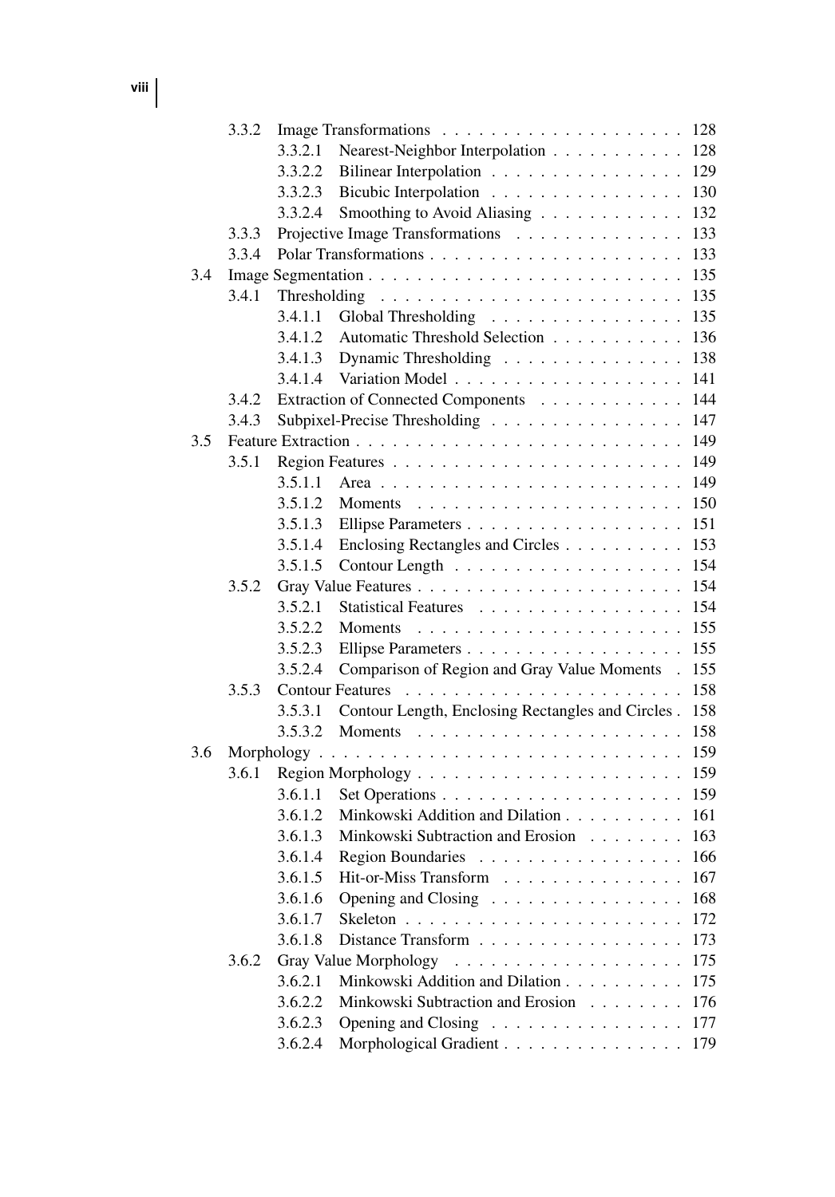- 3.3.2 Image Transformations . . . . . . . . . . . . . . . . . . . . 128
  - 3.3.2.1 Nearest-Neighbor Interpolation . . . . . . . . . . . 128
  - 3.3.2.2 Bilinear Interpolation . . . . . . . . . . . . . . . . 129
  - 3.3.2.3 Bicubic Interpolation . . . . . . . . . . . . . . . . 130
  - 3.3.2.4 Smoothing to Avoid Aliasing . . . . . . . . . . . . 132
- 3.3.3 Projective Image Transformations . . . . . . . . . . . . . . 133
- 3.3.4 Polar Transformations . . . . . . . . . . . . . . . . . . . . . 133

3.4 Image Segmentation . . . . . . . . . . . . . . . . . . . . . . . . . 135
- 3.4.1 Thresholding . . . . . . . . . . . . . . . . . . . . . . . . . 135
  - 3.4.1.1 Global Thresholding . . . . . . . . . . . . . . . . 135
  - 3.4.1.2 Automatic Threshold Selection . . . . . . . . . . . 136
  - 3.4.1.3 Dynamic Thresholding . . . . . . . . . . . . . . . 138
  - 3.4.1.4 Variation Model . . . . . . . . . . . . . . . . . . . 141
- 3.4.2 Extraction of Connected Components . . . . . . . . . . . . 144
- 3.4.3 Subpixel-Precise Thresholding . . . . . . . . . . . . . . . . 147

3.5 Feature Extraction . . . . . . . . . . . . . . . . . . . . . . . . . . 149
- 3.5.1 Region Features . . . . . . . . . . . . . . . . . . . . . . . . 149
  - 3.5.1.1 Area . . . . . . . . . . . . . . . . . . . . . . . . . 149
  - 3.5.1.2 Moments . . . . . . . . . . . . . . . . . . . . . . 150
  - 3.5.1.3 Ellipse Parameters . . . . . . . . . . . . . . . . . . 151
  - 3.5.1.4 Enclosing Rectangles and Circles . . . . . . . . . . 153
  - 3.5.1.5 Contour Length . . . . . . . . . . . . . . . . . . . 154
- 3.5.2 Gray Value Features . . . . . . . . . . . . . . . . . . . . . . 154
  - 3.5.2.1 Statistical Features . . . . . . . . . . . . . . . . . 154
  - 3.5.2.2 Moments . . . . . . . . . . . . . . . . . . . . . . 155
  - 3.5.2.3 Ellipse Parameters . . . . . . . . . . . . . . . . . . 155
  - 3.5.2.4 Comparison of Region and Gray Value Moments . 155
- 3.5.3 Contour Features . . . . . . . . . . . . . . . . . . . . . . . 158
  - 3.5.3.1 Contour Length, Enclosing Rectangles and Circles . 158
  - 3.5.3.2 Moments . . . . . . . . . . . . . . . . . . . . . . 158

3.6 Morphology . . . . . . . . . . . . . . . . . . . . . . . . . . . . . 159
- 3.6.1 Region Morphology . . . . . . . . . . . . . . . . . . . . . . 159
  - 3.6.1.1 Set Operations . . . . . . . . . . . . . . . . . . . . 159
  - 3.6.1.2 Minkowski Addition and Dilation . . . . . . . . . . 161
  - 3.6.1.3 Minkowski Subtraction and Erosion . . . . . . . . 163
  - 3.6.1.4 Region Boundaries . . . . . . . . . . . . . . . . . 166
  - 3.6.1.5 Hit-or-Miss Transform . . . . . . . . . . . . . . . 167
  - 3.6.1.6 Opening and Closing . . . . . . . . . . . . . . . . 168
  - 3.6.1.7 Skeleton . . . . . . . . . . . . . . . . . . . . . . . 172
  - 3.6.1.8 Distance Transform . . . . . . . . . . . . . . . . . 173
- 3.6.2 Gray Value Morphology . . . . . . . . . . . . . . . . . . . 175
  - 3.6.2.1 Minkowski Addition and Dilation . . . . . . . . . . 175
  - 3.6.2.2 Minkowski Subtraction and Erosion . . . . . . . . 176
  - 3.6.2.3 Opening and Closing . . . . . . . . . . . . . . . . 177
  - 3.6.2.4 Morphological Gradient . . . . . . . . . . . . . . . 179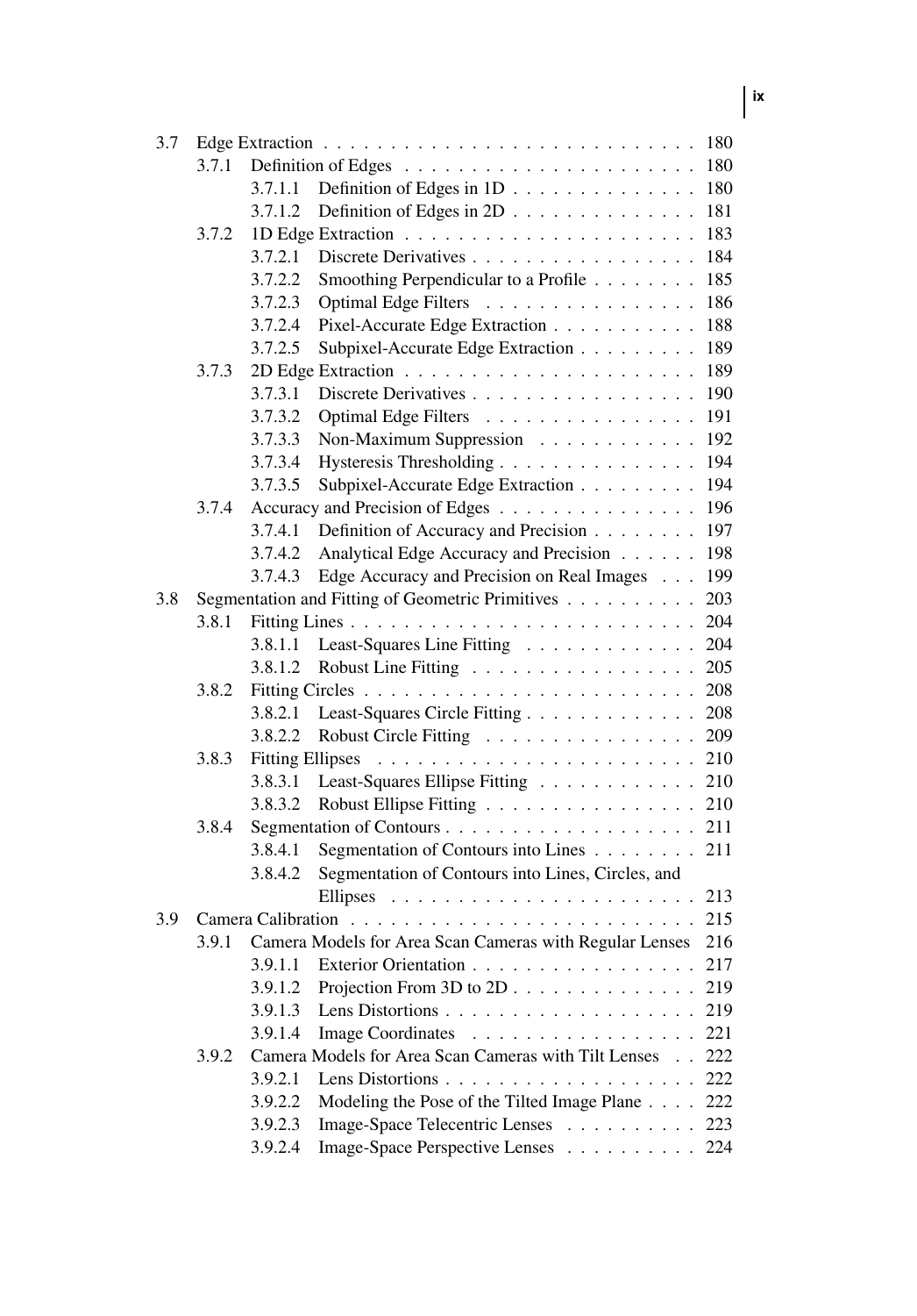- 3.7 Edge Extraction . . . . . . . . . . 180
  - 3.7.1 Definition of Edges . . . . . . . . . . 180
    - 3.7.1.1 Definition of Edges in 1D . . . . . . . . . . 180
    - 3.7.1.2 Definition of Edges in 2D . . . . . . . . . . 181
  - 3.7.2 1D Edge Extraction . . . . . . . . . . 183
    - 3.7.2.1 Discrete Derivatives . . . . . . . . . . 184
    - 3.7.2.2 Smoothing Perpendicular to a Profile . . . . . . . . . . 185
    - 3.7.2.3 Optimal Edge Filters . . . . . . . . . . 186
    - 3.7.2.4 Pixel-Accurate Edge Extraction . . . . . . . . . . 188
    - 3.7.2.5 Subpixel-Accurate Edge Extraction . . . . . . . . . . 189
  - 3.7.3 2D Edge Extraction . . . . . . . . . . 189
    - 3.7.3.1 Discrete Derivatives . . . . . . . . . . 190
    - 3.7.3.2 Optimal Edge Filters . . . . . . . . . . 191
    - 3.7.3.3 Non-Maximum Suppression . . . . . . . . . . 192
    - 3.7.3.4 Hysteresis Thresholding . . . . . . . . . . 194
    - 3.7.3.5 Subpixel-Accurate Edge Extraction . . . . . . . . . . 194
  - 3.7.4 Accuracy and Precision of Edges . . . . . . . . . . 196
    - 3.7.4.1 Definition of Accuracy and Precision . . . . . . . . . . 197
    - 3.7.4.2 Analytical Edge Accuracy and Precision . . . . . . . . . . 198
    - 3.7.4.3 Edge Accuracy and Precision on Real Images . . . . . . . . . . 199
- 3.8 Segmentation and Fitting of Geometric Primitives . . . . . . . . . . 203
  - 3.8.1 Fitting Lines . . . . . . . . . . 204
    - 3.8.1.1 Least-Squares Line Fitting . . . . . . . . . . 204
    - 3.8.1.2 Robust Line Fitting . . . . . . . . . . 205
  - 3.8.2 Fitting Circles . . . . . . . . . . 208
    - 3.8.2.1 Least-Squares Circle Fitting . . . . . . . . . . 208
    - 3.8.2.2 Robust Circle Fitting . . . . . . . . . . 209
  - 3.8.3 Fitting Ellipses . . . . . . . . . . 210
    - 3.8.3.1 Least-Squares Ellipse Fitting . . . . . . . . . . 210
    - 3.8.3.2 Robust Ellipse Fitting . . . . . . . . . . 210
  - 3.8.4 Segmentation of Contours . . . . . . . . . . 211
    - 3.8.4.1 Segmentation of Contours into Lines . . . . . . . . . . 211
    - 3.8.4.2 Segmentation of Contours into Lines, Circles, and Ellipses . . . . . . . . . . 213
- 3.9 Camera Calibration . . . . . . . . . . 215
  - 3.9.1 Camera Models for Area Scan Cameras with Regular Lenses 216
    - 3.9.1.1 Exterior Orientation . . . . . . . . . . 217
    - 3.9.1.2 Projection From 3D to 2D . . . . . . . . . . 219
    - 3.9.1.3 Lens Distortions . . . . . . . . . . 219
    - 3.9.1.4 Image Coordinates . . . . . . . . . . 221
  - 3.9.2 Camera Models for Area Scan Cameras with Tilt Lenses . . 222
    - 3.9.2.1 Lens Distortions . . . . . . . . . . 222
    - 3.9.2.2 Modeling the Pose of the Tilted Image Plane . . . . 222
    - 3.9.2.3 Image-Space Telecentric Lenses . . . . . . . . . . 223
    - 3.9.2.4 Image-Space Perspective Lenses . . . . . . . . . . 224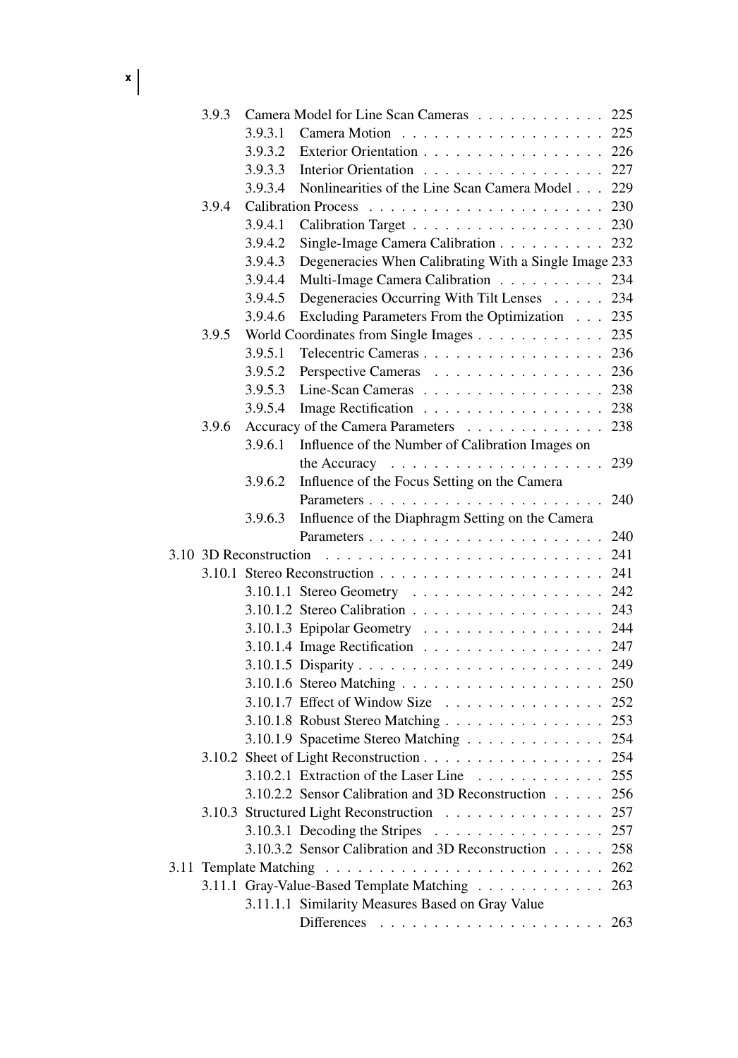3.9.3 Camera Model for Line Scan Cameras . . . . . . . . . . . . 225
  3.9.3.1 Camera Motion . . . . . . . . . . . . . . . . . . . 225
  3.9.3.2 Exterior Orientation . . . . . . . . . . . . . . . . . 226
  3.9.3.3 Interior Orientation . . . . . . . . . . . . . . . . . 227
  3.9.3.4 Nonlinearities of the Line Scan Camera Model . . . 229
3.9.4 Calibration Process . . . . . . . . . . . . . . . . . . . . . 230
  3.9.4.1 Calibration Target . . . . . . . . . . . . . . . . . . 230
  3.9.4.2 Single-Image Camera Calibration . . . . . . . . . . 232
  3.9.4.3 Degeneracies When Calibrating With a Single Image 233
  3.9.4.4 Multi-Image Camera Calibration . . . . . . . . . . 234
  3.9.4.5 Degeneracies Occurring With Tilt Lenses . . . . . 234
  3.9.4.6 Excluding Parameters From the Optimization . . . 235
3.9.5 World Coordinates from Single Images . . . . . . . . . . . . 235
  3.9.5.1 Telecentric Cameras . . . . . . . . . . . . . . . . . 236
  3.9.5.2 Perspective Cameras . . . . . . . . . . . . . . . . 236
  3.9.5.3 Line-Scan Cameras . . . . . . . . . . . . . . . . . 238
  3.9.5.4 Image Rectification . . . . . . . . . . . . . . . . . 238
3.9.6 Accuracy of the Camera Parameters . . . . . . . . . . . . . 238
  3.9.6.1 Influence of the Number of Calibration Images on the Accuracy . . . . . . . . . . . . . . . . . . . . 239
  3.9.6.2 Influence of the Focus Setting on the Camera Parameters . . . . . . . . . . . . . . . . . . . . . . 240
  3.9.6.3 Influence of the Diaphragm Setting on the Camera Parameters . . . . . . . . . . . . . . . . . . . . . . 240

3.10 3D Reconstruction . . . . . . . . . . . . . . . . . . . . . . . . . 241
  3.10.1 Stereo Reconstruction . . . . . . . . . . . . . . . . . . . . . 241
    3.10.1.1 Stereo Geometry . . . . . . . . . . . . . . . . . . 242
    3.10.1.2 Stereo Calibration . . . . . . . . . . . . . . . . . . 243
    3.10.1.3 Epipolar Geometry . . . . . . . . . . . . . . . . . 244
    3.10.1.4 Image Rectification . . . . . . . . . . . . . . . . . 247
    3.10.1.5 Disparity . . . . . . . . . . . . . . . . . . . . . . . 249
    3.10.1.6 Stereo Matching . . . . . . . . . . . . . . . . . . . 250
    3.10.1.7 Effect of Window Size . . . . . . . . . . . . . . . 252
    3.10.1.8 Robust Stereo Matching . . . . . . . . . . . . . . . 253
    3.10.1.9 Spacetime Stereo Matching . . . . . . . . . . . . . 254
  3.10.2 Sheet of Light Reconstruction . . . . . . . . . . . . . . . . . 254
    3.10.2.1 Extraction of the Laser Line . . . . . . . . . . . . 255
    3.10.2.2 Sensor Calibration and 3D Reconstruction . . . . . 256
  3.10.3 Structured Light Reconstruction . . . . . . . . . . . . . . . 257
    3.10.3.1 Decoding the Stripes . . . . . . . . . . . . . . . . 257
    3.10.3.2 Sensor Calibration and 3D Reconstruction . . . . . 258

3.11 Template Matching . . . . . . . . . . . . . . . . . . . . . . . . . 262
  3.11.1 Gray-Value-Based Template Matching . . . . . . . . . . . . 263
    3.11.1.1 Similarity Measures Based on Gray Value Differences . . . . . . . . . . . . . . . . . . . . . 263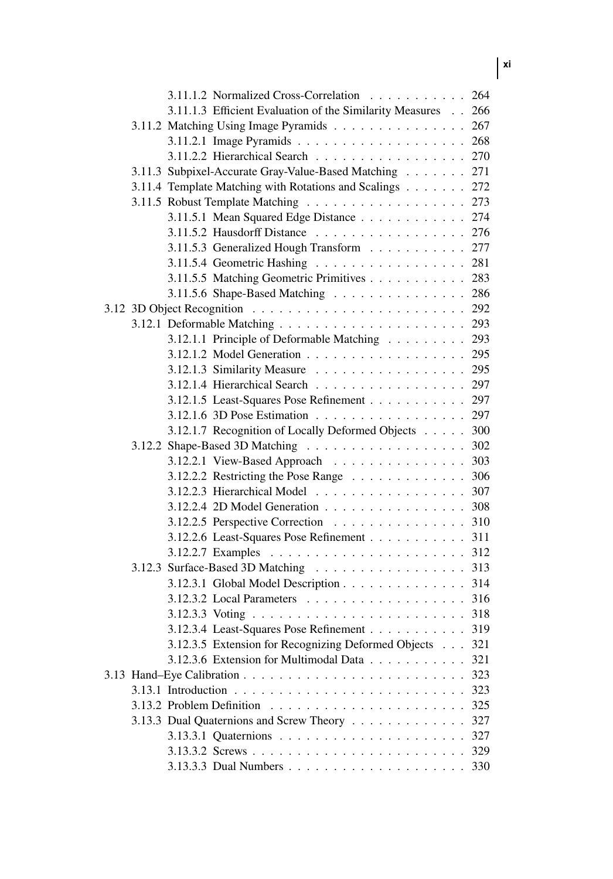3.11.1.2 Normalized Cross-Correlation . . . . . . . . . . . 264
3.11.1.3 Efficient Evaluation of the Similarity Measures . . 266
3.11.2 Matching Using Image Pyramids . . . . . . . . . . . . . . . 267
3.11.2.1 Image Pyramids . . . . . . . . . . . . . . . . . . . 268
3.11.2.2 Hierarchical Search . . . . . . . . . . . . . . . . . 270
3.11.3 Subpixel-Accurate Gray-Value-Based Matching . . . . . . . 271
3.11.4 Template Matching with Rotations and Scalings . . . . . . . 272
3.11.5 Robust Template Matching . . . . . . . . . . . . . . . . . . 273
3.11.5.1 Mean Squared Edge Distance . . . . . . . . . . . . 274
3.11.5.2 Hausdorff Distance . . . . . . . . . . . . . . . . . 276
3.11.5.3 Generalized Hough Transform . . . . . . . . . . . 277
3.11.5.4 Geometric Hashing . . . . . . . . . . . . . . . . . 281
3.11.5.5 Matching Geometric Primitives . . . . . . . . . . . 283
3.11.5.6 Shape-Based Matching . . . . . . . . . . . . . . . 286
3.12 3D Object Recognition . . . . . . . . . . . . . . . . . . . . . . . 292
3.12.1 Deformable Matching . . . . . . . . . . . . . . . . . . . . . 293
3.12.1.1 Principle of Deformable Matching . . . . . . . . . 293
3.12.1.2 Model Generation . . . . . . . . . . . . . . . . . . 295
3.12.1.3 Similarity Measure . . . . . . . . . . . . . . . . . 295
3.12.1.4 Hierarchical Search . . . . . . . . . . . . . . . . . 297
3.12.1.5 Least-Squares Pose Refinement . . . . . . . . . . . 297
3.12.1.6 3D Pose Estimation . . . . . . . . . . . . . . . . . 297
3.12.1.7 Recognition of Locally Deformed Objects . . . . . 300
3.12.2 Shape-Based 3D Matching . . . . . . . . . . . . . . . . . . 302
3.12.2.1 View-Based Approach . . . . . . . . . . . . . . . 303
3.12.2.2 Restricting the Pose Range . . . . . . . . . . . . . 306
3.12.2.3 Hierarchical Model . . . . . . . . . . . . . . . . . 307
3.12.2.4 2D Model Generation . . . . . . . . . . . . . . . . 308
3.12.2.5 Perspective Correction . . . . . . . . . . . . . . . 310
3.12.2.6 Least-Squares Pose Refinement . . . . . . . . . . . 311
3.12.2.7 Examples . . . . . . . . . . . . . . . . . . . . . . 312
3.12.3 Surface-Based 3D Matching . . . . . . . . . . . . . . . . . 313
3.12.3.1 Global Model Description . . . . . . . . . . . . . . 314
3.12.3.2 Local Parameters . . . . . . . . . . . . . . . . . . 316
3.12.3.3 Voting . . . . . . . . . . . . . . . . . . . . . . . . 318
3.12.3.4 Least-Squares Pose Refinement . . . . . . . . . . . 319
3.12.3.5 Extension for Recognizing Deformed Objects . . . 321
3.12.3.6 Extension for Multimodal Data . . . . . . . . . . . 321
3.13 Hand–Eye Calibration . . . . . . . . . . . . . . . . . . . . . . . . 323
3.13.1 Introduction . . . . . . . . . . . . . . . . . . . . . . . . . . 323
3.13.2 Problem Definition . . . . . . . . . . . . . . . . . . . . . . 325
3.13.3 Dual Quaternions and Screw Theory . . . . . . . . . . . . . 327
3.13.3.1 Quaternions . . . . . . . . . . . . . . . . . . . . . 327
3.13.3.2 Screws . . . . . . . . . . . . . . . . . . . . . . . . 329
3.13.3.3 Dual Numbers . . . . . . . . . . . . . . . . . . . . 330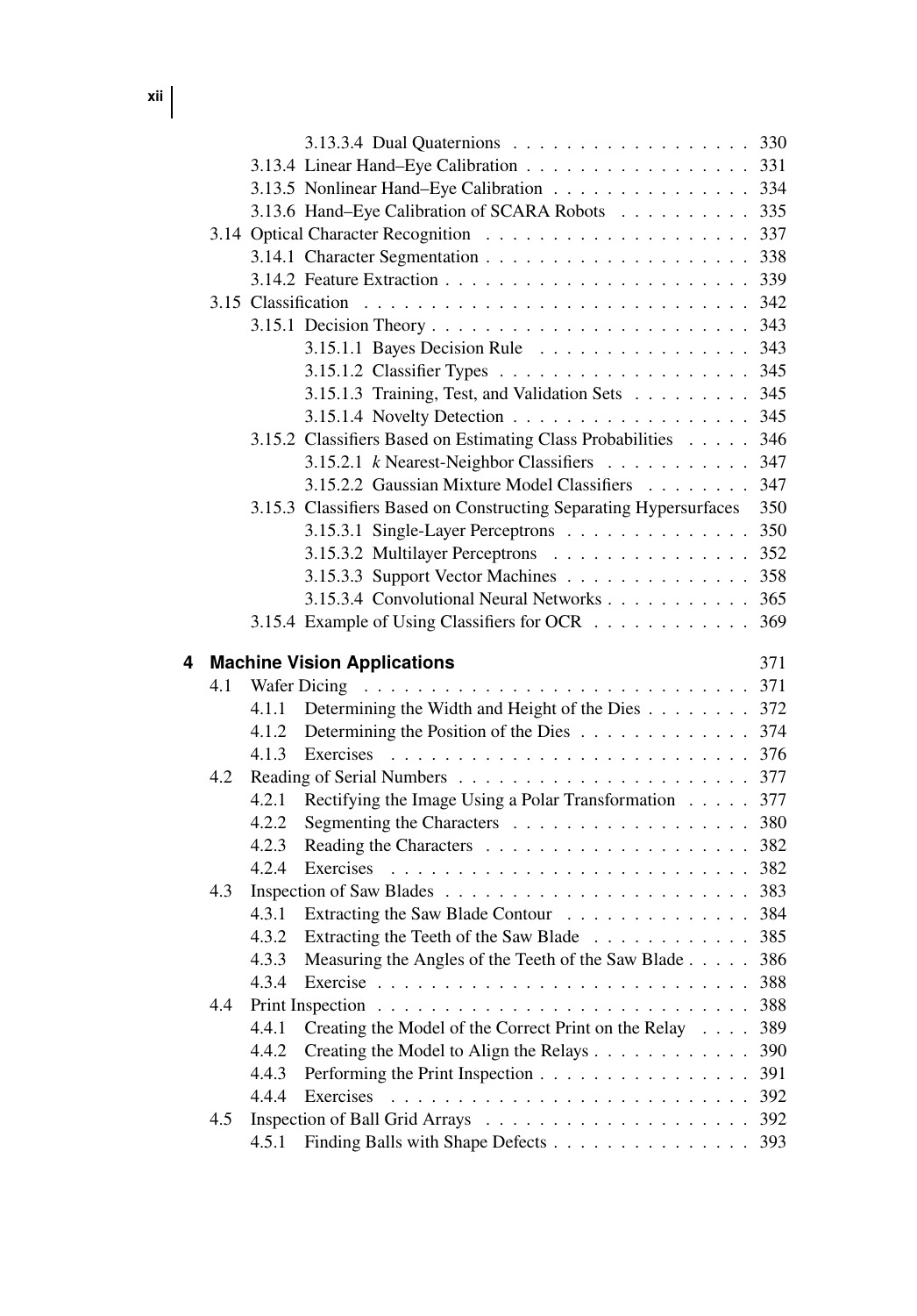3.13.3.4 Dual Quaternions . . . . . . . . . . . . . . . . . . 330
3.13.4 Linear Hand–Eye Calibration . . . . . . . . . . . . . . . . . 331
3.13.5 Nonlinear Hand–Eye Calibration . . . . . . . . . . . . . . . 334
3.13.6 Hand–Eye Calibration of SCARA Robots . . . . . . . . . . 335
3.14 Optical Character Recognition . . . . . . . . . . . . . . . . . . . 337
3.14.1 Character Segmentation . . . . . . . . . . . . . . . . . . . . 338
3.14.2 Feature Extraction . . . . . . . . . . . . . . . . . . . . . . . 339
3.15 Classification . . . . . . . . . . . . . . . . . . . . . . . . . . . . 342
3.15.1 Decision Theory . . . . . . . . . . . . . . . . . . . . . . . . 343
3.15.1.1 Bayes Decision Rule . . . . . . . . . . . . . . . . 343
3.15.1.2 Classifier Types . . . . . . . . . . . . . . . . . . 345
3.15.1.3 Training, Test, and Validation Sets . . . . . . . . . 345
3.15.1.4 Novelty Detection . . . . . . . . . . . . . . . . . . 345
3.15.2 Classifiers Based on Estimating Class Probabilities . . . . . 346
3.15.2.1 *k* Nearest-Neighbor Classifiers . . . . . . . . . . . 347
3.15.2.2 Gaussian Mixture Model Classifiers . . . . . . . . 347
3.15.3 Classifiers Based on Constructing Separating Hypersurfaces 350
3.15.3.1 Single-Layer Perceptrons . . . . . . . . . . . . . . 350
3.15.3.2 Multilayer Perceptrons . . . . . . . . . . . . . . . 352
3.15.3.3 Support Vector Machines . . . . . . . . . . . . . . 358
3.15.3.4 Convolutional Neural Networks . . . . . . . . . . . 365
3.15.4 Example of Using Classifiers for OCR . . . . . . . . . . . . 369

**4 Machine Vision Applications** 371
4.1 Wafer Dicing . . . . . . . . . . . . . . . . . . . . . . . . . . . . 371
4.1.1 Determining the Width and Height of the Dies . . . . . . . . 372
4.1.2 Determining the Position of the Dies . . . . . . . . . . . . . 374
4.1.3 Exercises . . . . . . . . . . . . . . . . . . . . . . . . . . . 376
4.2 Reading of Serial Numbers . . . . . . . . . . . . . . . . . . . . . 377
4.2.1 Rectifying the Image Using a Polar Transformation . . . . . 377
4.2.2 Segmenting the Characters . . . . . . . . . . . . . . . . . . 380
4.2.3 Reading the Characters . . . . . . . . . . . . . . . . . . . . 382
4.2.4 Exercises . . . . . . . . . . . . . . . . . . . . . . . . . . . 382
4.3 Inspection of Saw Blades . . . . . . . . . . . . . . . . . . . . . . 383
4.3.1 Extracting the Saw Blade Contour . . . . . . . . . . . . . . 384
4.3.2 Extracting the Teeth of the Saw Blade . . . . . . . . . . . . 385
4.3.3 Measuring the Angles of the Teeth of the Saw Blade . . . . . 386
4.3.4 Exercise . . . . . . . . . . . . . . . . . . . . . . . . . . . . 388
4.4 Print Inspection . . . . . . . . . . . . . . . . . . . . . . . . . . . 388
4.4.1 Creating the Model of the Correct Print on the Relay . . . . 389
4.4.2 Creating the Model to Align the Relays . . . . . . . . . . . . 390
4.4.3 Performing the Print Inspection . . . . . . . . . . . . . . . . 391
4.4.4 Exercises . . . . . . . . . . . . . . . . . . . . . . . . . . . 392
4.5 Inspection of Ball Grid Arrays . . . . . . . . . . . . . . . . . . . 392
4.5.1 Finding Balls with Shape Defects . . . . . . . . . . . . . . . 393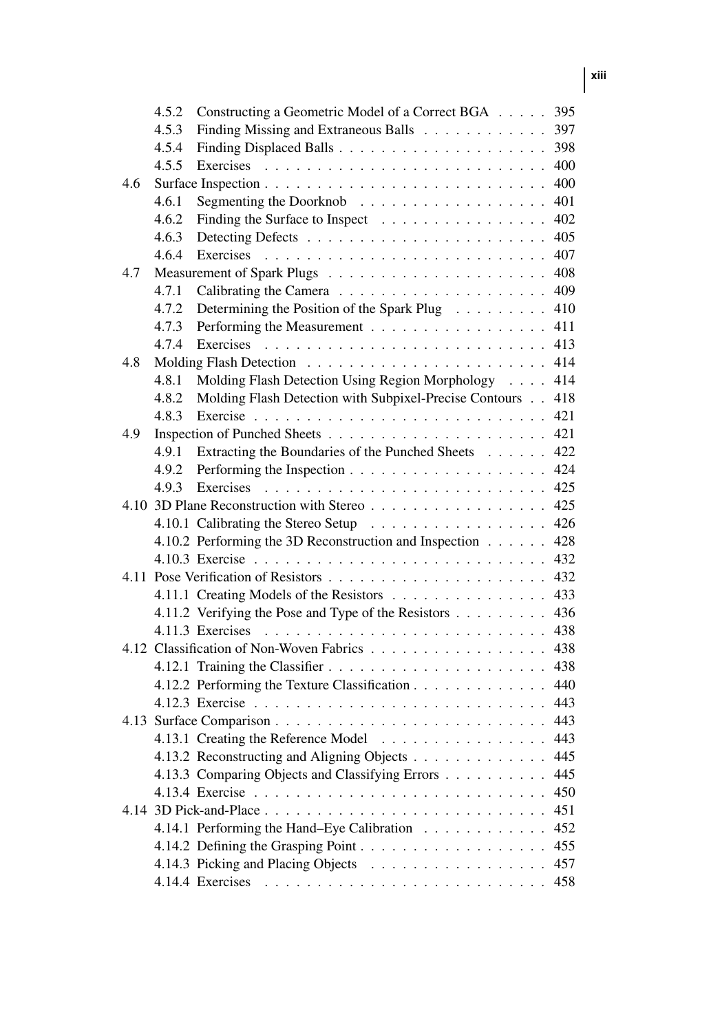- 4.5.2 Constructing a Geometric Model of a Correct BGA . . . . . 395
- 4.5.3 Finding Missing and Extraneous Balls . . . . . . . . . . . . 397
- 4.5.4 Finding Displaced Balls . . . . . . . . . . . . . . . . . . . . 398
- 4.5.5 Exercises . . . . . . . . . . . . . . . . . . . . . . . . . . . 400

4.6 Surface Inspection . . . . . . . . . . . . . . . . . . . . . . . . . . 400
- 4.6.1 Segmenting the Doorknob . . . . . . . . . . . . . . . . . . 401
- 4.6.2 Finding the Surface to Inspect . . . . . . . . . . . . . . . . 402
- 4.6.3 Detecting Defects . . . . . . . . . . . . . . . . . . . . . . . 405
- 4.6.4 Exercises . . . . . . . . . . . . . . . . . . . . . . . . . . . 407

4.7 Measurement of Spark Plugs . . . . . . . . . . . . . . . . . . . . . 408
- 4.7.1 Calibrating the Camera . . . . . . . . . . . . . . . . . . . . 409
- 4.7.2 Determining the Position of the Spark Plug . . . . . . . . . 410
- 4.7.3 Performing the Measurement . . . . . . . . . . . . . . . . . 411
- 4.7.4 Exercises . . . . . . . . . . . . . . . . . . . . . . . . . . . 413

4.8 Molding Flash Detection . . . . . . . . . . . . . . . . . . . . . . . 414
- 4.8.1 Molding Flash Detection Using Region Morphology . . . . 414
- 4.8.2 Molding Flash Detection with Subpixel-Precise Contours . . 418
- 4.8.3 Exercise . . . . . . . . . . . . . . . . . . . . . . . . . . . . 421

4.9 Inspection of Punched Sheets . . . . . . . . . . . . . . . . . . . . . 421
- 4.9.1 Extracting the Boundaries of the Punched Sheets . . . . . . 422
- 4.9.2 Performing the Inspection . . . . . . . . . . . . . . . . . . . 424
- 4.9.3 Exercises . . . . . . . . . . . . . . . . . . . . . . . . . . . 425

4.10 3D Plane Reconstruction with Stereo . . . . . . . . . . . . . . . . . 425
- 4.10.1 Calibrating the Stereo Setup . . . . . . . . . . . . . . . . . 426
- 4.10.2 Performing the 3D Reconstruction and Inspection . . . . . . 428
- 4.10.3 Exercise . . . . . . . . . . . . . . . . . . . . . . . . . . . . 432

4.11 Pose Verification of Resistors . . . . . . . . . . . . . . . . . . . . . 432
- 4.11.1 Creating Models of the Resistors . . . . . . . . . . . . . . . 433
- 4.11.2 Verifying the Pose and Type of the Resistors . . . . . . . . . 436
- 4.11.3 Exercises . . . . . . . . . . . . . . . . . . . . . . . . . . . 438

4.12 Classification of Non-Woven Fabrics . . . . . . . . . . . . . . . . . 438
- 4.12.1 Training the Classifier . . . . . . . . . . . . . . . . . . . . . 438
- 4.12.2 Performing the Texture Classification . . . . . . . . . . . . . 440
- 4.12.3 Exercise . . . . . . . . . . . . . . . . . . . . . . . . . . . . 443

4.13 Surface Comparison . . . . . . . . . . . . . . . . . . . . . . . . . . 443
- 4.13.1 Creating the Reference Model . . . . . . . . . . . . . . . . 443
- 4.13.2 Reconstructing and Aligning Objects . . . . . . . . . . . . . 445
- 4.13.3 Comparing Objects and Classifying Errors . . . . . . . . . . 445
- 4.13.4 Exercise . . . . . . . . . . . . . . . . . . . . . . . . . . . . 450

4.14 3D Pick-and-Place . . . . . . . . . . . . . . . . . . . . . . . . . . . 451
- 4.14.1 Performing the Hand–Eye Calibration . . . . . . . . . . . . 452
- 4.14.2 Defining the Grasping Point . . . . . . . . . . . . . . . . . . 455
- 4.14.3 Picking and Placing Objects . . . . . . . . . . . . . . . . . 457
- 4.14.4 Exercises . . . . . . . . . . . . . . . . . . . . . . . . . . . 458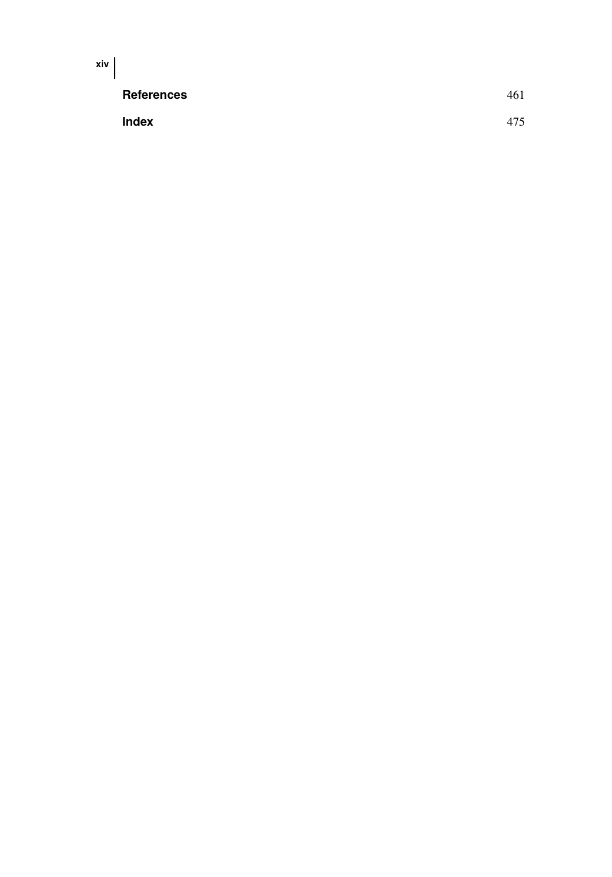**References** 461

**Index** 475